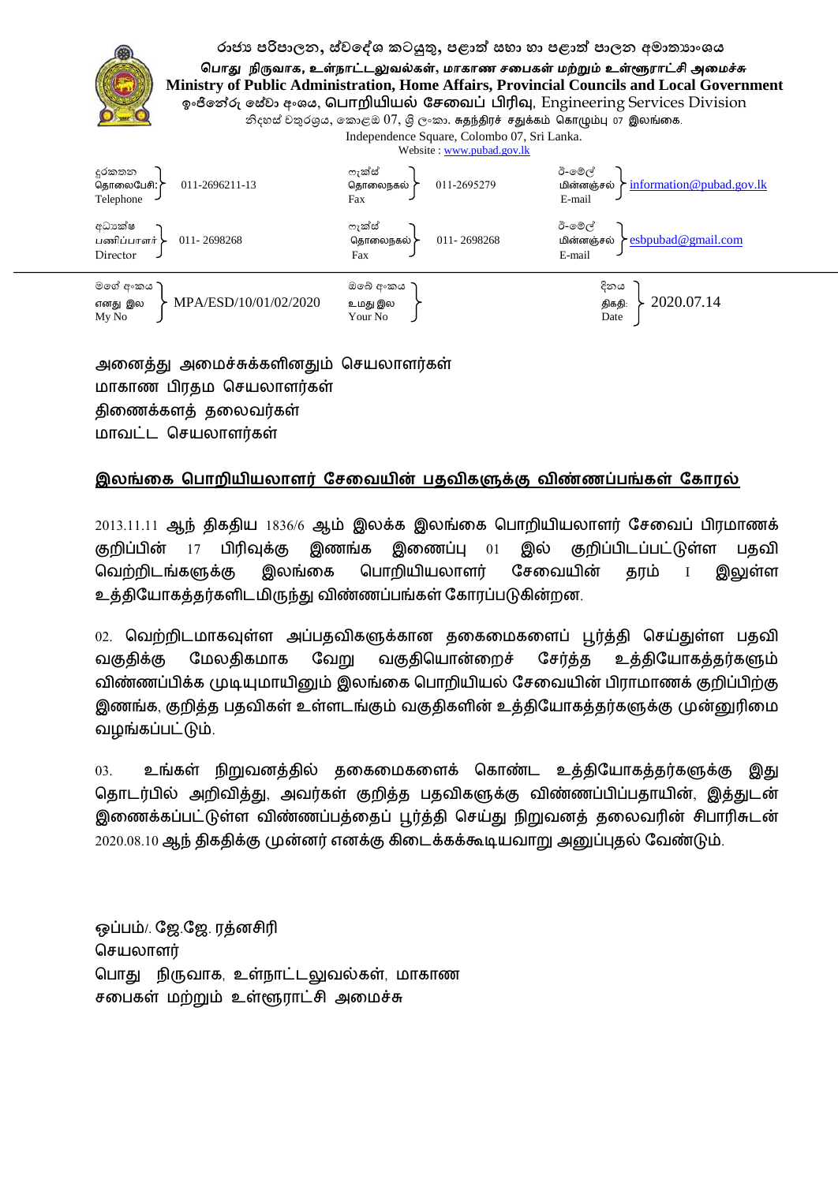රාජ්‍ය පරිපාලන, ස්වදේශ කටයුතු, පළාත් සභා හා පළාත් පාලන අමාත්‍යාංශය
பொது நிருவாக, உள்நாட்டலுவல்கள், மாகாண சபைகள் மற்றும் உள்ளூராட்சி அமைச்சு
**Ministry of Public Administration, Home Affairs, Provincial Councils and Local Government**
ඉංජිනේරු සේවා අංශය, பொறியியல் சேவைப் பிரிவு, Engineering Services Division
නිදහස් චතුරශ්‍රය, කොළඹ 07, ශ්‍රී ලංකා. சுதந்திரச் சதுக்கம் கொழும்பு 07 இலங்கை.
Independence Square, Colombo 07, Sri Lanka.
Website : www.pubad.gov.lk

| | | | | | |
|---|---|---|---|---|---|
| දුරකතන / தொலைபேசி / Telephone | 011-2696211-13 | ෆැක්ස් / தொலைநகல் / Fax | 011-2695279 | ඊ-මේල් / மின்னஞ்சல் / E-mail | information@pubad.gov.lk |
| අධ්‍යක්ෂ / பணிப்பாளர் / Director | 011- 2698268 | ෆැක්ස් / தொலைநகல் / Fax | 011- 2698268 | ඊ-මේල් / மின்னஞ்சல் / E-mail | esbpubad@gmail.com |
| මගේ අංකය / எனது இல / My No | MPA/ESD/10/01/02/2020 | ඔබේ අංකය / உமது இல / Your No | | දිනය / திகதி / Date | 2020.07.14 |

அனைத்து அமைச்சுக்களினதும் செயலாளர்கள்
மாகாண பிரதம செயலாளர்கள்
திணைக்களத் தலைவர்கள்
மாவட்ட செயலாளர்கள்

## இலங்கை பொறியியலாளர் சேவையின் பதவிகளுக்கு விண்ணப்பங்கள் கோரல்

2013.11.11 ஆந் திகதிய 1836/6 ஆம் இலக்க இலங்கை பொறியியலாளர் சேவைப் பிரமாணக் குறிப்பின் 17 பிரிவுக்கு இணங்க இணைப்பு 01 இல் குறிப்பிடப்பட்டுள்ள பதவி வெற்றிடங்களுக்கு இலங்கை பொறியியலாளர் சேவையின் தரம் I இலுள்ள உத்தியோகத்தர்களிடமிருந்து விண்ணப்பங்கள் கோரப்படுகின்றன.

02. வெற்றிடமாகவுள்ள அப்பதவிகளுக்கான தகைமைகளைப் பூர்த்தி செய்துள்ள பதவி வகுதிக்கு மேலதிகமாக வேறு வகுதியொன்றைச் சேர்த்த உத்தியோகத்தர்களும் விண்ணப்பிக்க முடியுமாயினும் இலங்கை பொறியியல் சேவையின் பிராமாணக் குறிப்பிற்கு இணங்க, குறித்த பதவிகள் உள்ளடங்கும் வகுதிகளின் உத்தியோகத்தர்களுக்கு முன்னுரிமை வழங்கப்பட்டும்.

03. உங்கள் நிறுவனத்தில் தகைமைகளைக் கொண்ட உத்தியோகத்தர்களுக்கு இது தொடர்பில் அறிவித்து, அவர்கள் குறித்த பதவிகளுக்கு விண்ணப்பிப்பதாயின், இத்துடன் இணைக்கப்பட்டுள்ள விண்ணப்பத்தைப் பூர்த்தி செய்து நிறுவனத் தலைவரின் சிபாரிசுடன் 2020.08.10 ஆந் திகதிக்கு முன்னர் எனக்கு கிடைக்கக்கூடியவாறு அனுப்புதல் வேண்டும்.

ஒப்பம்/. ஜே.ஜே. ரத்னசிரி
செயலாளர்
பொது நிருவாக, உள்நாட்டலுவல்கள், மாகாண
சபைகள் மற்றும் உள்ளூராட்சி அமைச்சு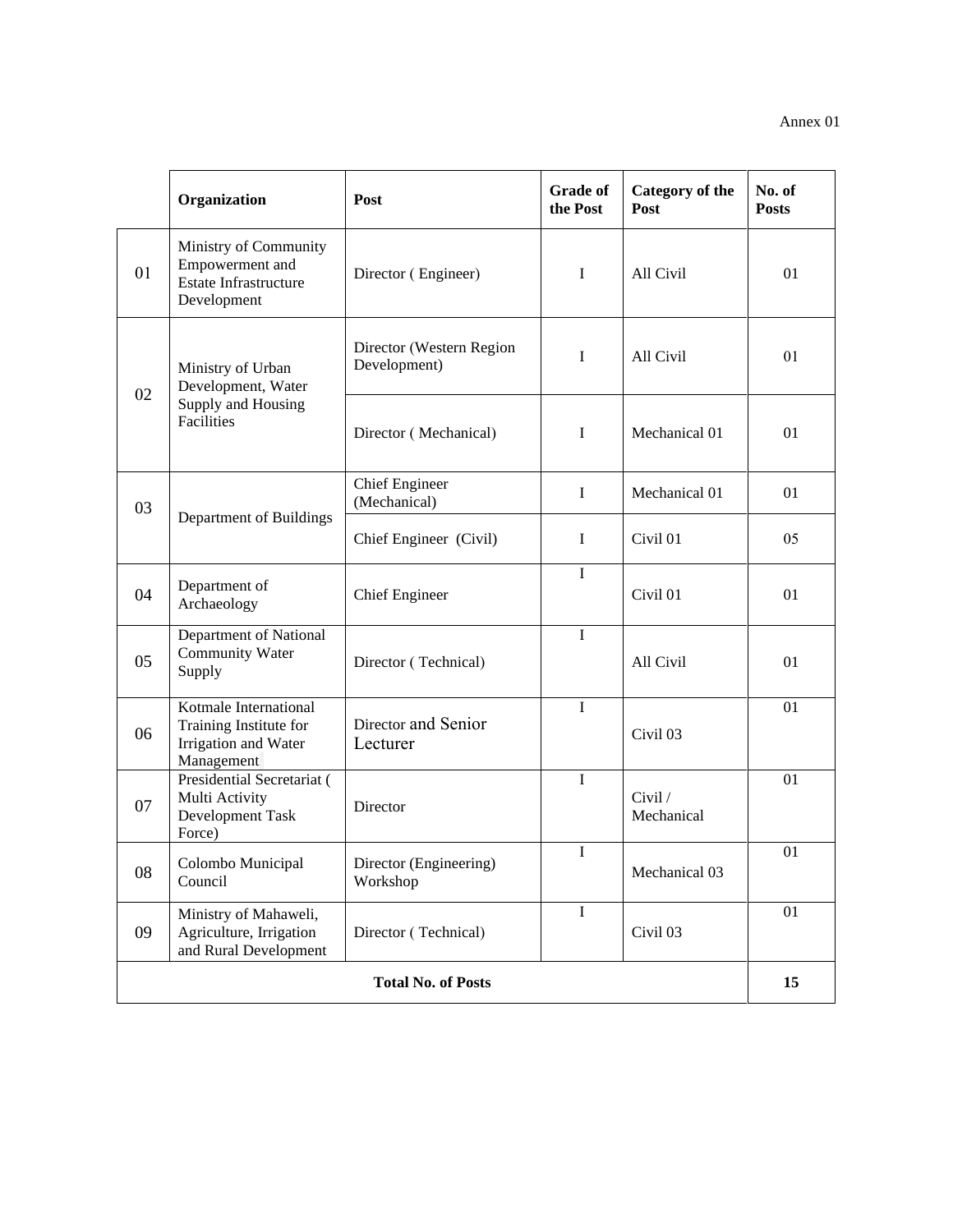Annex 01

| | Organization | Post | Grade of the Post | Category of the Post | No. of Posts |
|---|---|---|---|---|---|
| 01 | Ministry of Community Empowerment and Estate Infrastructure Development | Director ( Engineer) | I | All Civil | 01 |
| 02 | Ministry of Urban Development, Water Supply and Housing Facilities | Director (Western Region Development) | I | All Civil | 01 |
| | | Director ( Mechanical) | I | Mechanical 01 | 01 |
| 03 | Department of Buildings | Chief Engineer (Mechanical) | I | Mechanical 01 | 01 |
| | | Chief Engineer (Civil) | I | Civil 01 | 05 |
| 04 | Department of Archaeology | Chief Engineer | I | Civil 01 | 01 |
| 05 | Department of National Community Water Supply | Director ( Technical) | I | All Civil | 01 |
| 06 | Kotmale International Training Institute for Irrigation and Water Management | Director and Senior Lecturer | I | Civil 03 | 01 |
| 07 | Presidential Secretariat ( Multi Activity Development Task Force) | Director | I | Civil / Mechanical | 01 |
| 08 | Colombo Municipal Council | Director (Engineering) Workshop | I | Mechanical 03 | 01 |
| 09 | Ministry of Mahaweli, Agriculture, Irrigation and Rural Development | Director ( Technical) | I | Civil 03 | 01 |
| **Total No. of Posts** | | | | | **15** |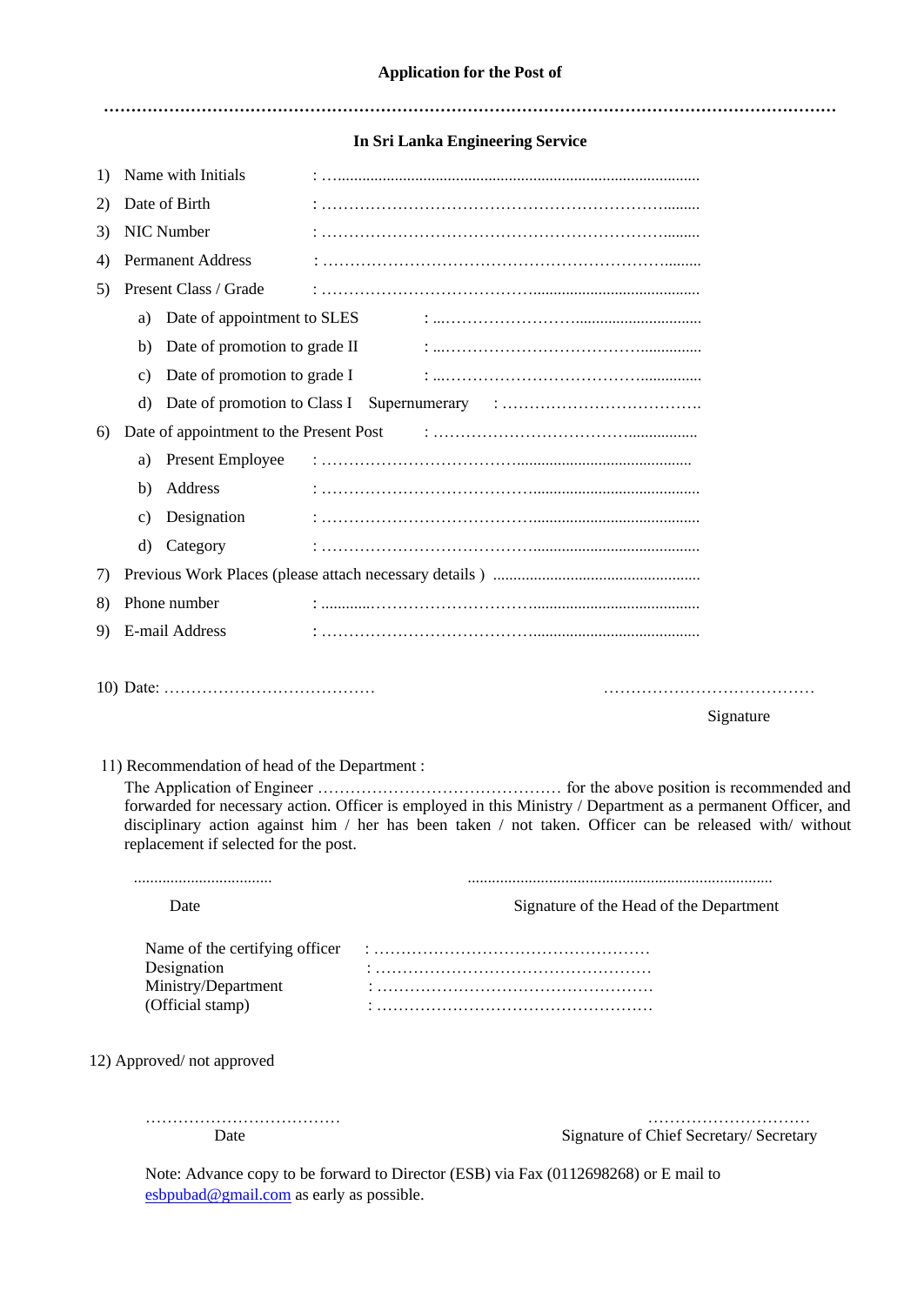**Application for the Post of**

**…………………………………………………………………………………………………………………………**

**In Sri Lanka Engineering Service**

1) Name with Initials : …........................................................................................

2) Date of Birth : …………………………………………………………….........

3) NIC Number : …………………………………………………………….........

4) Permanent Address : ………………………………………………………….........

5) Present Class / Grade : …………………………………….........................................

   a) Date of appointment to SLES : ...……………………….................................

   b) Date of promotion to grade II : ...…………………………………...............

   c) Date of promotion to grade I : ...…………………………………...............

   d) Date of promotion to Class I Supernumerary : ……………………………….

6) Date of appointment to the Present Post : ……………………………….................

   a) Present Employee : ……………………………….........................................

   b) Address : ……………………………….........................................

   c) Designation : ……………………………….........................................

   d) Category : ……………………………….........................................

7) Previous Work Places (please attach necessary details ) ..................................................

8) Phone number : ............……………………………........................................

9) E-mail Address : ………………………………….........................................

10) Date: ………………………………… …………………………………

Signature

11) Recommendation of head of the Department :

The Application of Engineer ……………………………………… for the above position is recommended and forwarded for necessary action. Officer is employed in this Ministry / Department as a permanent Officer, and disciplinary action against him / her has been taken / not taken. Officer can be released with/ without replacement if selected for the post.

................................. ..........................................................................

Date Signature of the Head of the Department

Name of the certifying officer : ……………………………………………

Designation : ……………………………………………

Ministry/Department : ……………………………………………

(Official stamp) : ……………………………………………

12) Approved/ not approved

……………………………… …………………………

Date Signature of Chief Secretary/ Secretary

Note: Advance copy to be forward to Director (ESB) via Fax (0112698268) or E mail to esbpubad@gmail.com as early as possible.